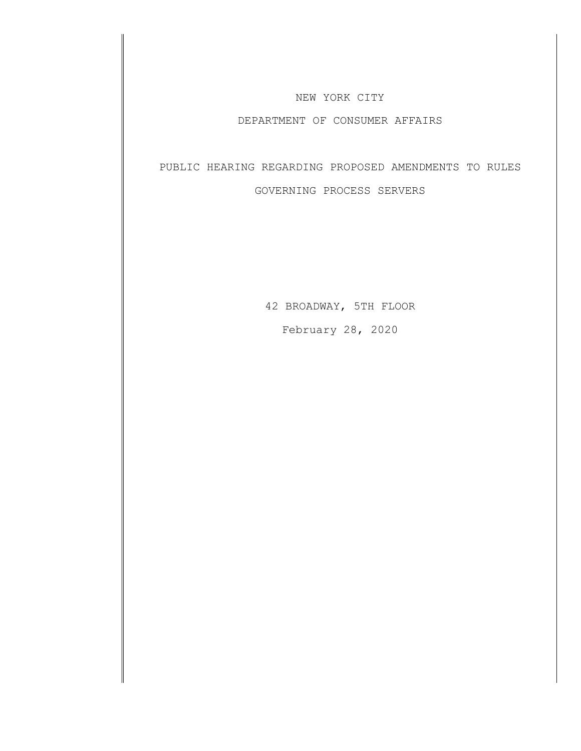NEW YORK CITY

DEPARTMENT OF CONSUMER AFFAIRS

PUBLIC HEARING REGARDING PROPOSED AMENDMENTS TO RULES

GOVERNING PROCESS SERVERS

42 BROADWAY, 5TH FLOOR

February 28, 2020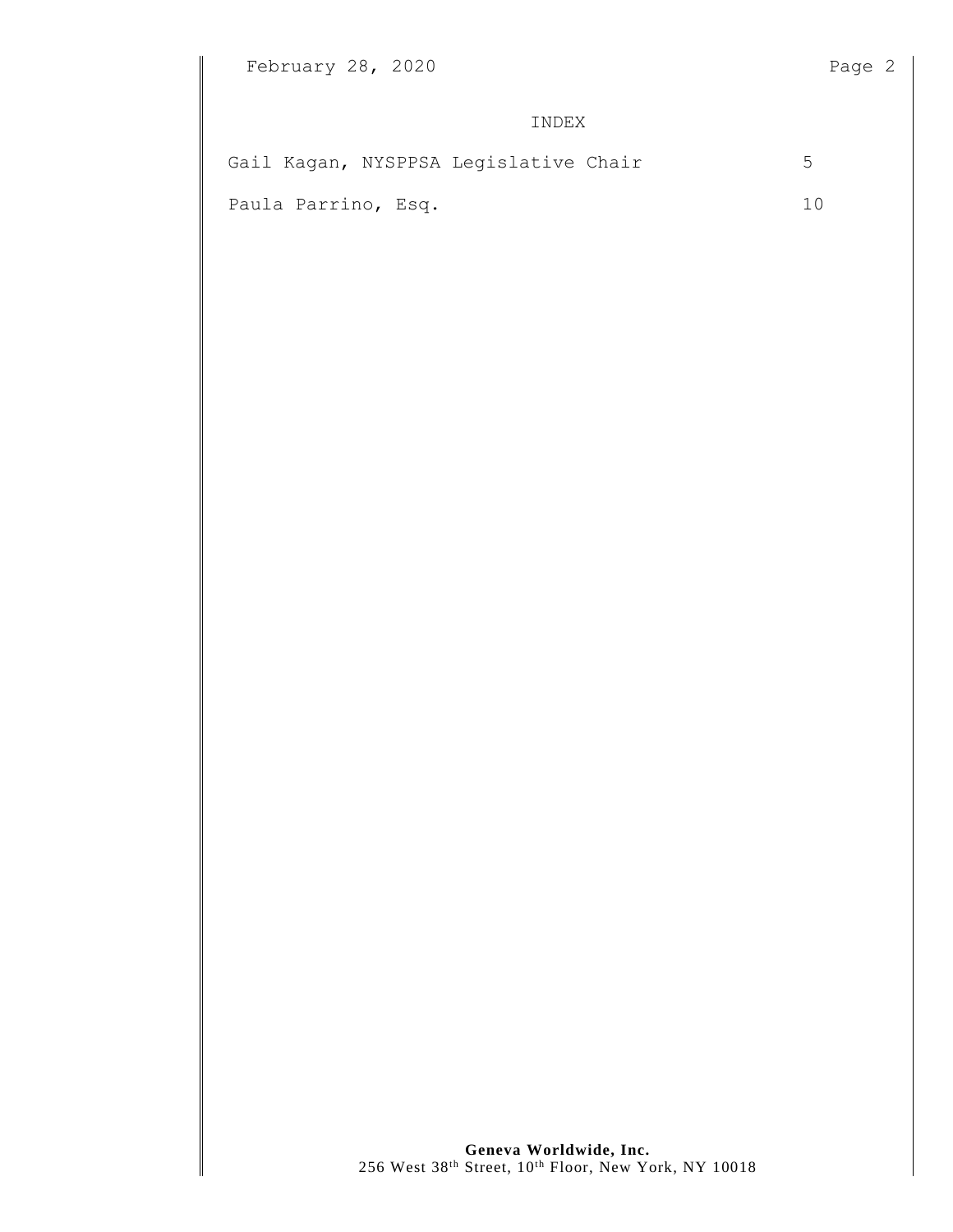INDEX

| | |
|---|---|
| Gail Kagan, NYSPPSA Legislative Chair | 5 |
| Paula Parrino, Esq. | 10 |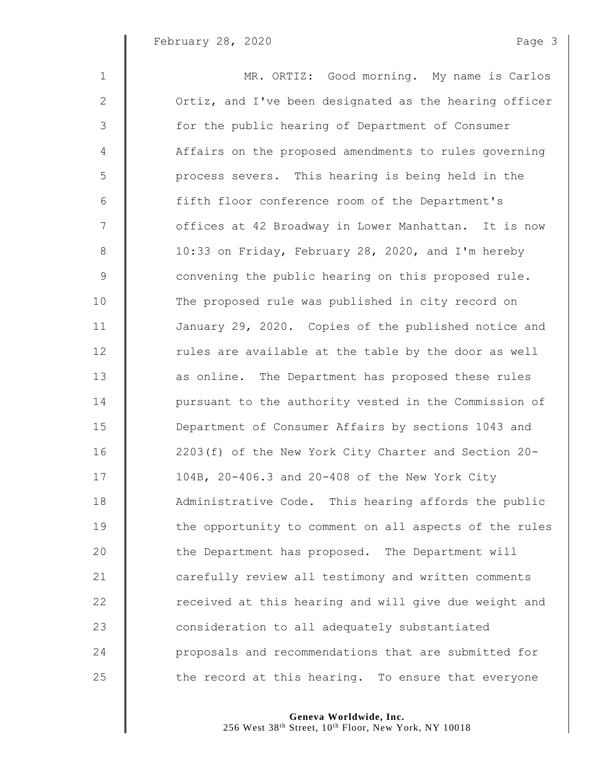MR. ORTIZ: Good morning. My name is Carlos Ortiz, and I've been designated as the hearing officer for the public hearing of Department of Consumer Affairs on the proposed amendments to rules governing process severs. This hearing is being held in the fifth floor conference room of the Department's offices at 42 Broadway in Lower Manhattan. It is now 10:33 on Friday, February 28, 2020, and I'm hereby convening the public hearing on this proposed rule. The proposed rule was published in city record on January 29, 2020. Copies of the published notice and rules are available at the table by the door as well as online. The Department has proposed these rules pursuant to the authority vested in the Commission of Department of Consumer Affairs by sections 1043 and 2203(f) of the New York City Charter and Section 20-104B, 20-406.3 and 20-408 of the New York City Administrative Code. This hearing affords the public the opportunity to comment on all aspects of the rules the Department has proposed. The Department will carefully review all testimony and written comments received at this hearing and will give due weight and consideration to all adequately substantiated proposals and recommendations that are submitted for the record at this hearing. To ensure that everyone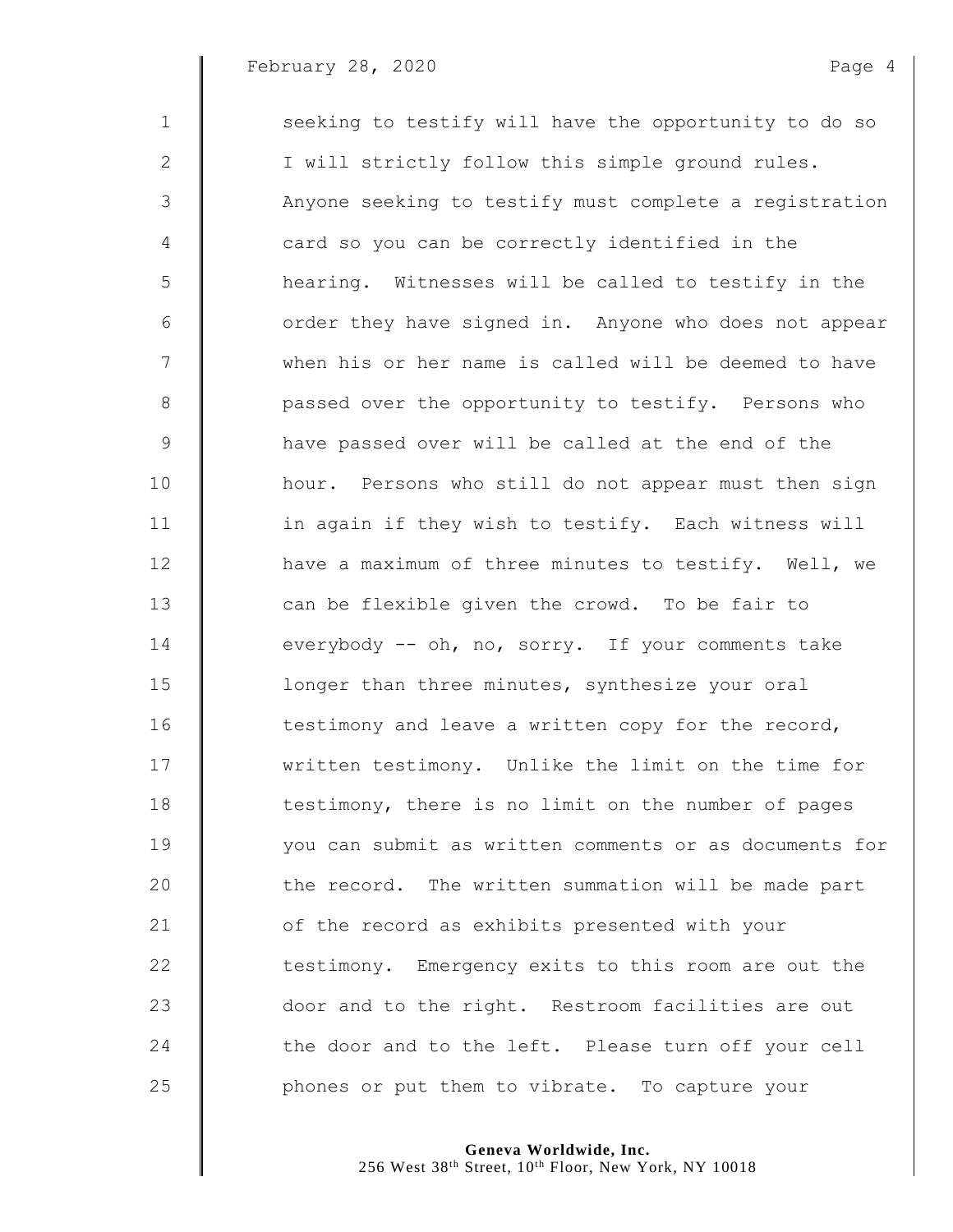seeking to testify will have the opportunity to do so I will strictly follow this simple ground rules. Anyone seeking to testify must complete a registration card so you can be correctly identified in the hearing. Witnesses will be called to testify in the order they have signed in. Anyone who does not appear when his or her name is called will be deemed to have passed over the opportunity to testify. Persons who have passed over will be called at the end of the hour. Persons who still do not appear must then sign in again if they wish to testify. Each witness will have a maximum of three minutes to testify. Well, we can be flexible given the crowd. To be fair to everybody -- oh, no, sorry. If your comments take longer than three minutes, synthesize your oral testimony and leave a written copy for the record, written testimony. Unlike the limit on the time for testimony, there is no limit on the number of pages you can submit as written comments or as documents for the record. The written summation will be made part of the record as exhibits presented with your testimony. Emergency exits to this room are out the door and to the right. Restroom facilities are out the door and to the left. Please turn off your cell phones or put them to vibrate. To capture your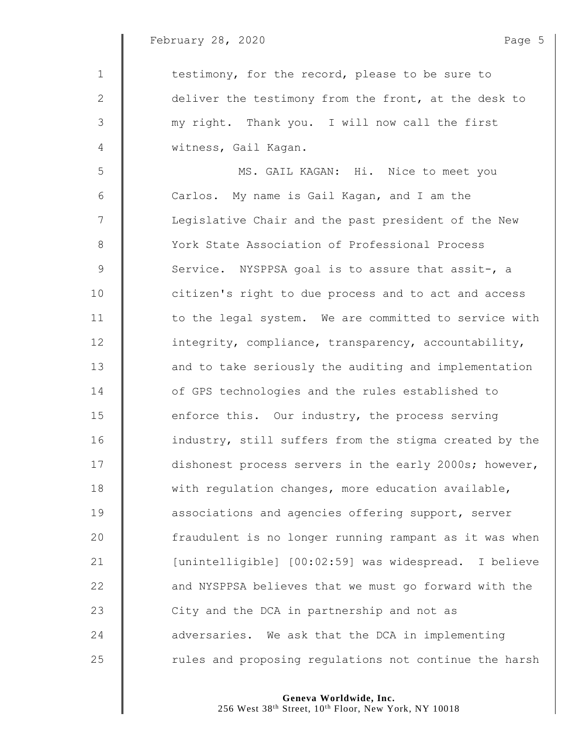testimony, for the record, please to be sure to deliver the testimony from the front, at the desk to my right. Thank you. I will now call the first witness, Gail Kagan.

MS. GAIL KAGAN: Hi. Nice to meet you Carlos. My name is Gail Kagan, and I am the Legislative Chair and the past president of the New York State Association of Professional Process Service. NYSPPSA goal is to assure that assit-, a citizen's right to due process and to act and access to the legal system. We are committed to service with integrity, compliance, transparency, accountability, and to take seriously the auditing and implementation of GPS technologies and the rules established to enforce this. Our industry, the process serving industry, still suffers from the stigma created by the dishonest process servers in the early 2000s; however, with regulation changes, more education available, associations and agencies offering support, server fraudulent is no longer running rampant as it was when [unintelligible] [00:02:59] was widespread. I believe and NYSPPSA believes that we must go forward with the City and the DCA in partnership and not as adversaries. We ask that the DCA in implementing rules and proposing regulations not continue the harsh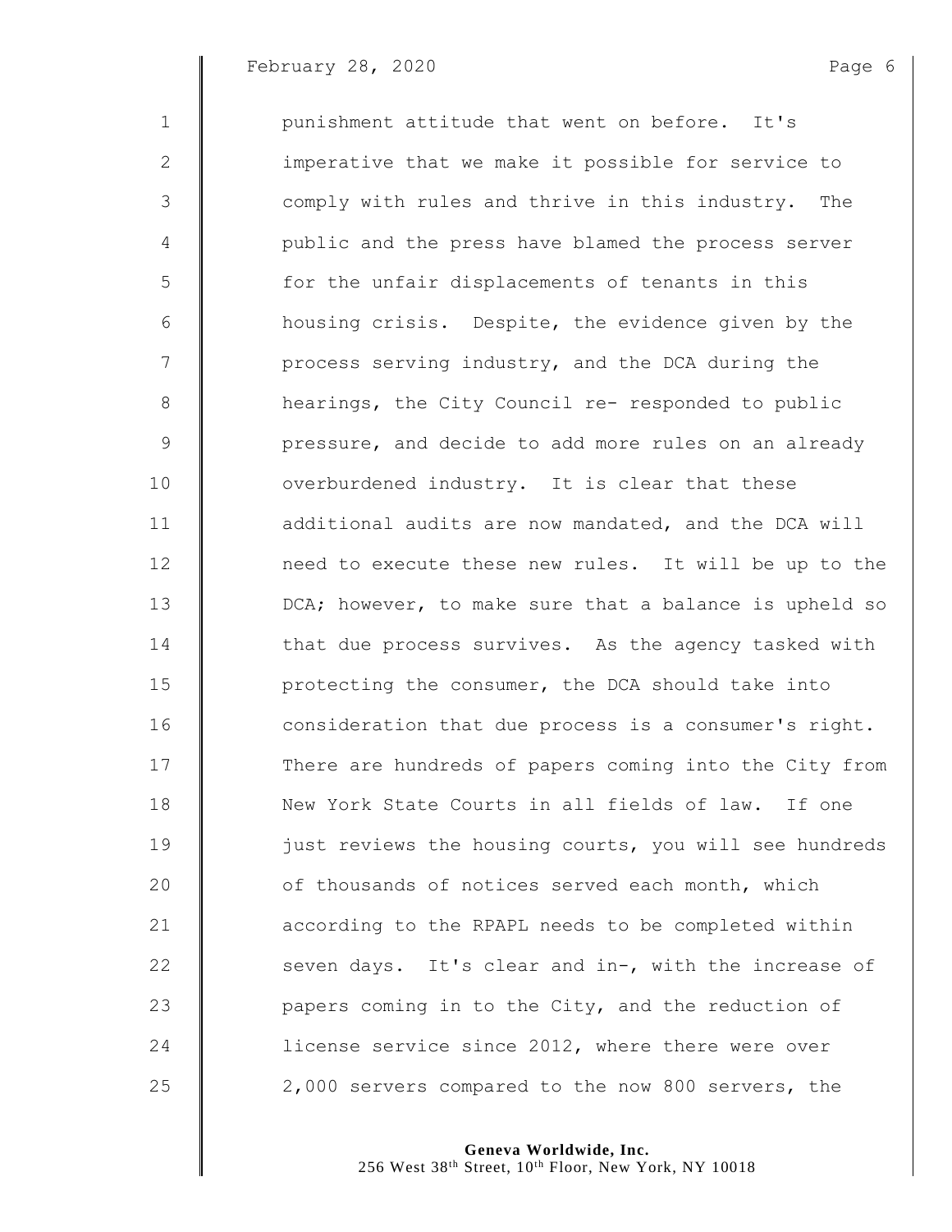punishment attitude that went on before. It's imperative that we make it possible for service to comply with rules and thrive in this industry. The public and the press have blamed the process server for the unfair displacements of tenants in this housing crisis. Despite, the evidence given by the process serving industry, and the DCA during the hearings, the City Council re- responded to public pressure, and decide to add more rules on an already overburdened industry. It is clear that these additional audits are now mandated, and the DCA will need to execute these new rules. It will be up to the DCA; however, to make sure that a balance is upheld so that due process survives. As the agency tasked with protecting the consumer, the DCA should take into consideration that due process is a consumer's right. There are hundreds of papers coming into the City from New York State Courts in all fields of law. If one just reviews the housing courts, you will see hundreds of thousands of notices served each month, which according to the RPAPL needs to be completed within seven days. It's clear and in-, with the increase of papers coming in to the City, and the reduction of license service since 2012, where there were over 2,000 servers compared to the now 800 servers, the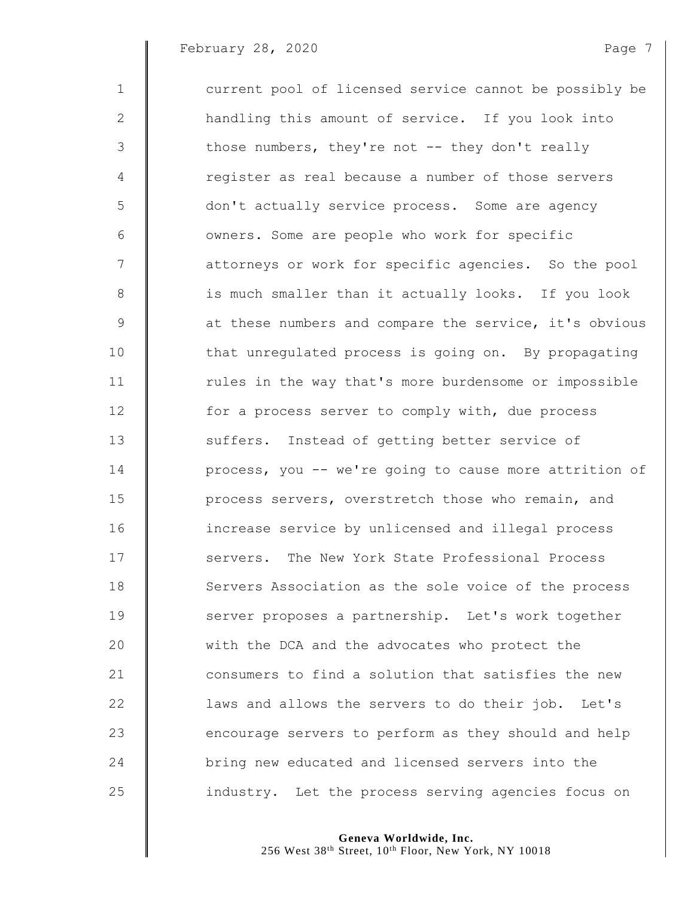current pool of licensed service cannot be possibly be handling this amount of service. If you look into those numbers, they're not -- they don't really register as real because a number of those servers don't actually service process. Some are agency owners. Some are people who work for specific attorneys or work for specific agencies. So the pool is much smaller than it actually looks. If you look at these numbers and compare the service, it's obvious that unregulated process is going on. By propagating rules in the way that's more burdensome or impossible for a process server to comply with, due process suffers. Instead of getting better service of process, you -- we're going to cause more attrition of process servers, overstretch those who remain, and increase service by unlicensed and illegal process servers. The New York State Professional Process Servers Association as the sole voice of the process server proposes a partnership. Let's work together with the DCA and the advocates who protect the consumers to find a solution that satisfies the new laws and allows the servers to do their job. Let's encourage servers to perform as they should and help bring new educated and licensed servers into the industry. Let the process serving agencies focus on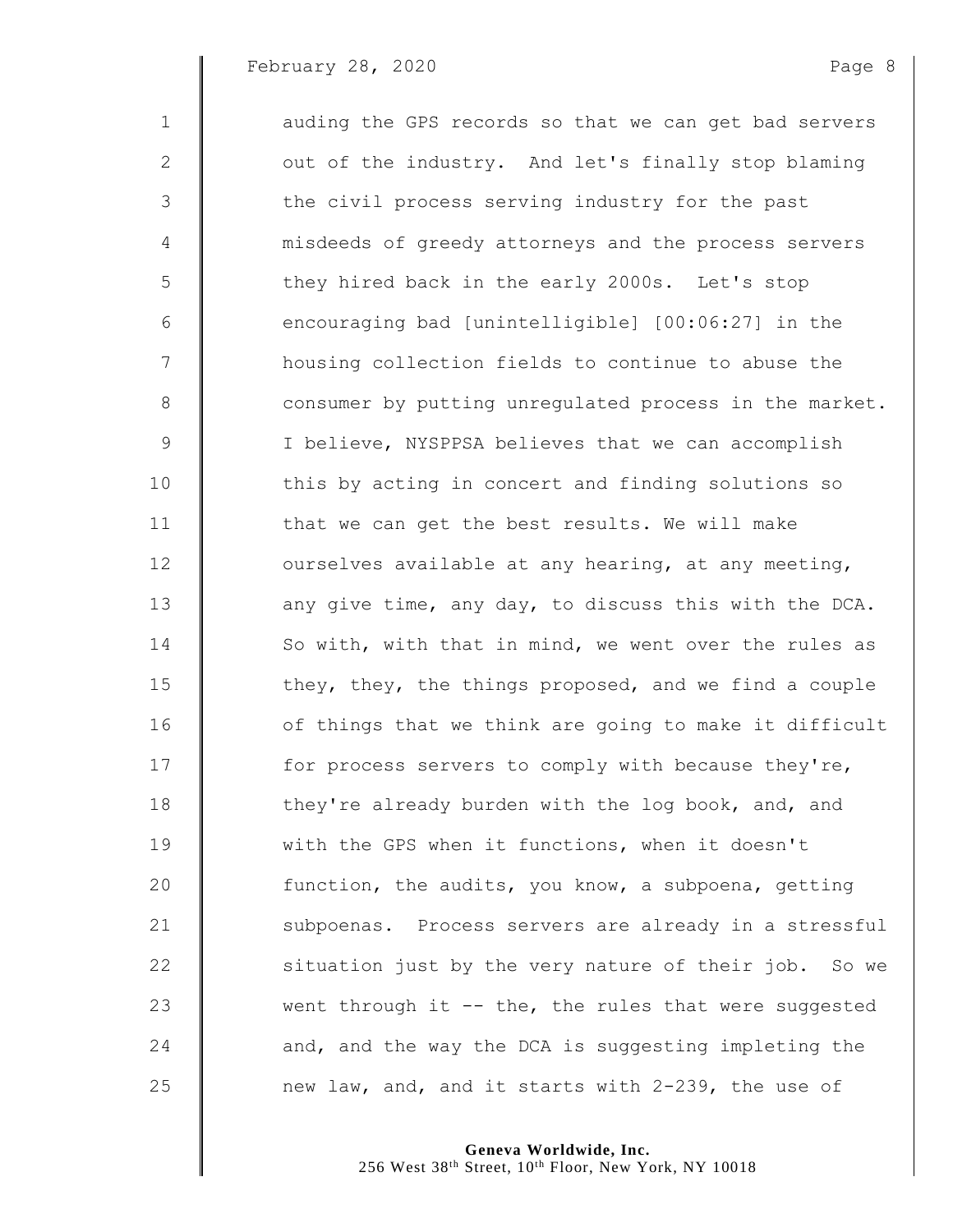auding the GPS records so that we can get bad servers out of the industry. And let's finally stop blaming the civil process serving industry for the past misdeeds of greedy attorneys and the process servers they hired back in the early 2000s. Let's stop encouraging bad [unintelligible] [00:06:27] in the housing collection fields to continue to abuse the consumer by putting unregulated process in the market. I believe, NYSPPSA believes that we can accomplish this by acting in concert and finding solutions so that we can get the best results. We will make ourselves available at any hearing, at any meeting, any give time, any day, to discuss this with the DCA. So with, with that in mind, we went over the rules as they, they, the things proposed, and we find a couple of things that we think are going to make it difficult for process servers to comply with because they're, they're already burden with the log book, and, and with the GPS when it functions, when it doesn't function, the audits, you know, a subpoena, getting subpoenas. Process servers are already in a stressful situation just by the very nature of their job. So we went through it -- the, the rules that were suggested and, and the way the DCA is suggesting impleting the new law, and, and it starts with 2-239, the use of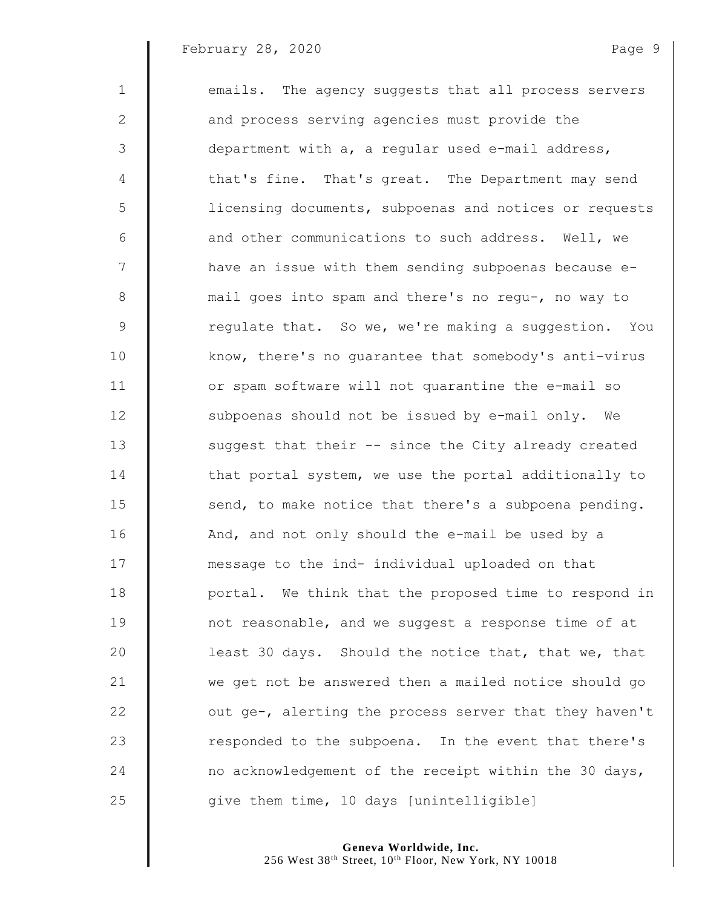1 emails. The agency suggests that all process servers
2 and process serving agencies must provide the
3 department with a, a regular used e-mail address,
4 that's fine. That's great. The Department may send
5 licensing documents, subpoenas and notices or requests
6 and other communications to such address. Well, we
7 have an issue with them sending subpoenas because e-
8 mail goes into spam and there's no regu-, no way to
9 regulate that. So we, we're making a suggestion. You
10 know, there's no guarantee that somebody's anti-virus
11 or spam software will not quarantine the e-mail so
12 subpoenas should not be issued by e-mail only. We
13 suggest that their -- since the City already created
14 that portal system, we use the portal additionally to
15 send, to make notice that there's a subpoena pending.
16 And, and not only should the e-mail be used by a
17 message to the ind- individual uploaded on that
18 portal. We think that the proposed time to respond in
19 not reasonable, and we suggest a response time of at
20 least 30 days. Should the notice that, that we, that
21 we get not be answered then a mailed notice should go
22 out ge-, alerting the process server that they haven't
23 responded to the subpoena. In the event that there's
24 no acknowledgement of the receipt within the 30 days,
25 give them time, 10 days [unintelligible]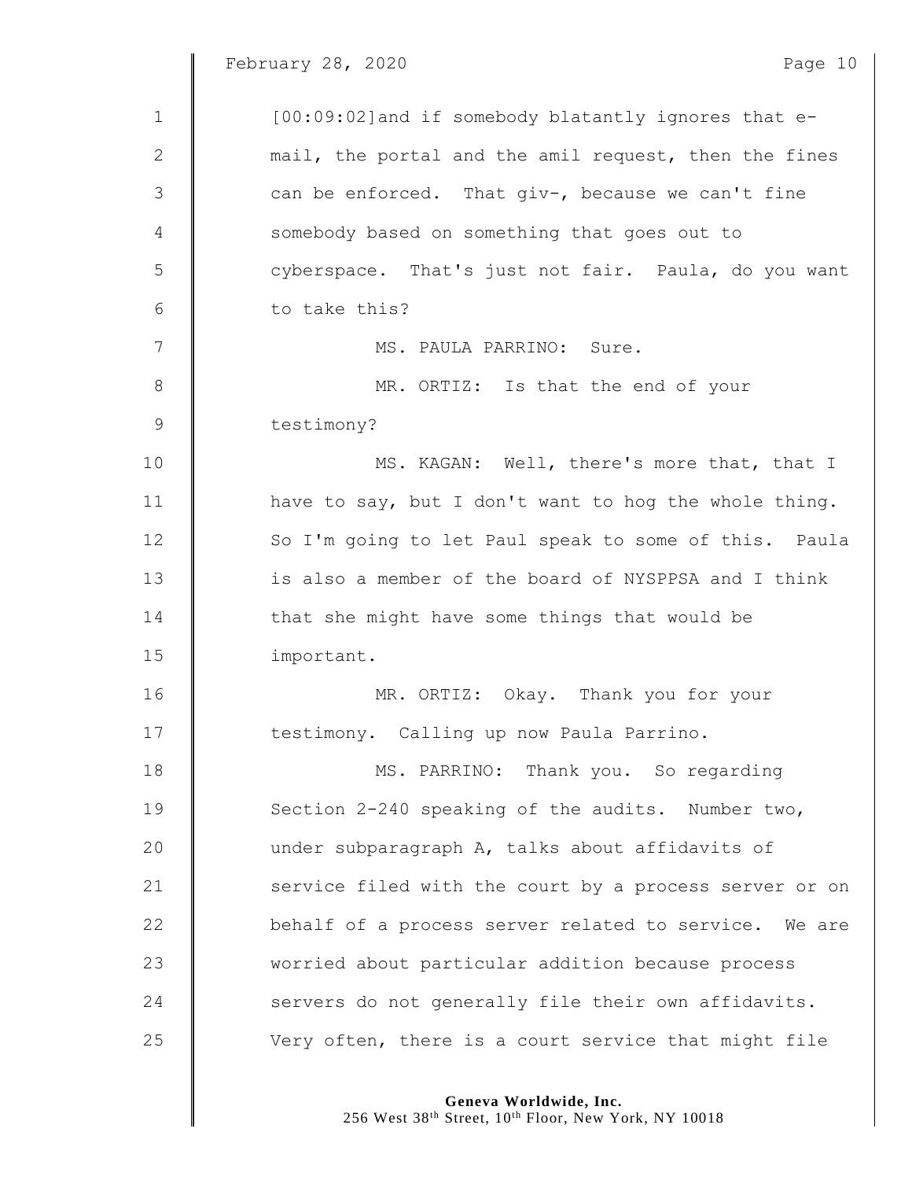[00:09:02]and if somebody blatantly ignores that e-mail, the portal and the amil request, then the fines can be enforced. That giv-, because we can't fine somebody based on something that goes out to cyberspace. That's just not fair. Paula, do you want to take this?

MS. PAULA PARRINO: Sure.

MR. ORTIZ: Is that the end of your testimony?

MS. KAGAN: Well, there's more that, that I have to say, but I don't want to hog the whole thing. So I'm going to let Paul speak to some of this. Paula is also a member of the board of NYSPPSA and I think that she might have some things that would be important.

MR. ORTIZ: Okay. Thank you for your testimony. Calling up now Paula Parrino.

MS. PARRINO: Thank you. So regarding Section 2-240 speaking of the audits. Number two, under subparagraph A, talks about affidavits of service filed with the court by a process server or on behalf of a process server related to service. We are worried about particular addition because process servers do not generally file their own affidavits. Very often, there is a court service that might file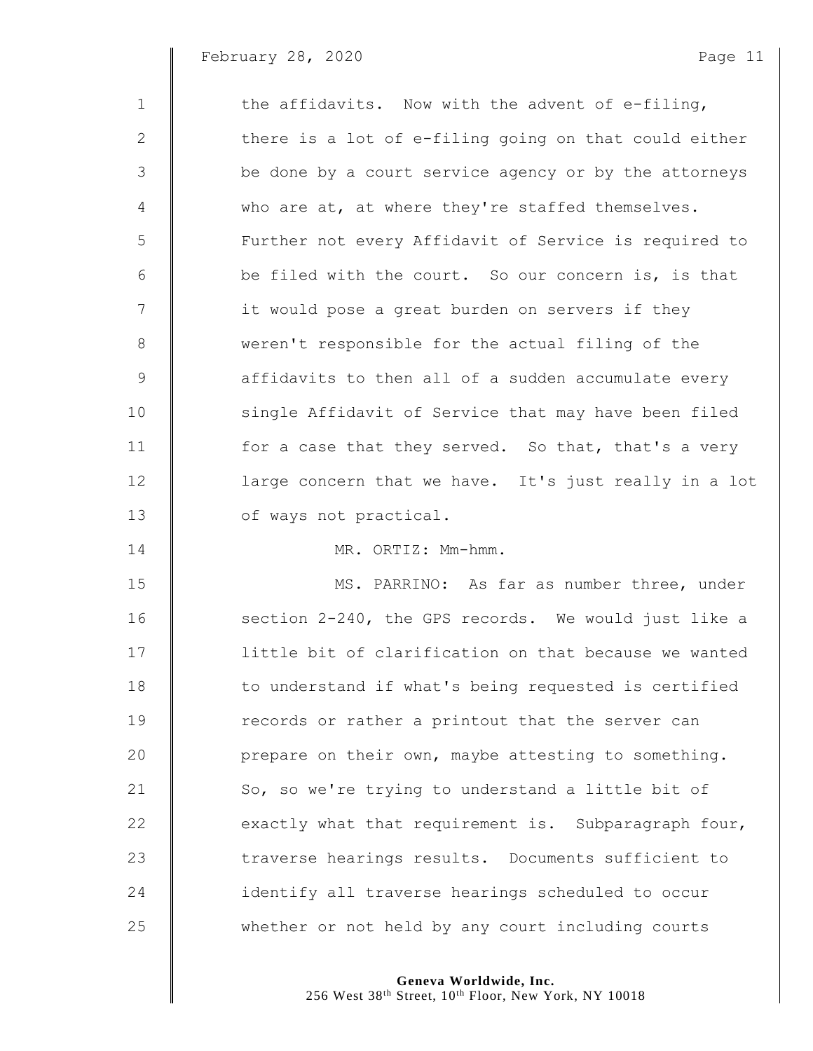1 the affidavits. Now with the advent of e-filing,
2 there is a lot of e-filing going on that could either
3 be done by a court service agency or by the attorneys
4 who are at, at where they're staffed themselves.
5 Further not every Affidavit of Service is required to
6 be filed with the court. So our concern is, is that
7 it would pose a great burden on servers if they
8 weren't responsible for the actual filing of the
9 affidavits to then all of a sudden accumulate every
10 single Affidavit of Service that may have been filed
11 for a case that they served. So that, that's a very
12 large concern that we have. It's just really in a lot
13 of ways not practical.

14 MR. ORTIZ: Mm-hmm.

15 MS. PARRINO: As far as number three, under
16 section 2-240, the GPS records. We would just like a
17 little bit of clarification on that because we wanted
18 to understand if what's being requested is certified
19 records or rather a printout that the server can
20 prepare on their own, maybe attesting to something.
21 So, so we're trying to understand a little bit of
22 exactly what that requirement is. Subparagraph four,
23 traverse hearings results. Documents sufficient to
24 identify all traverse hearings scheduled to occur
25 whether or not held by any court including courts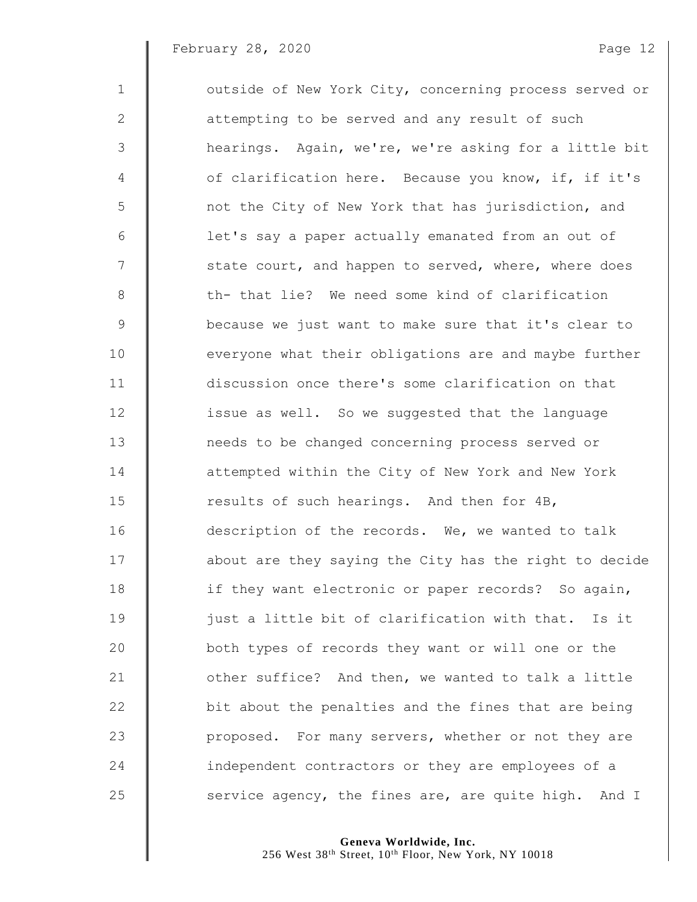outside of New York City, concerning process served or attempting to be served and any result of such hearings. Again, we're, we're asking for a little bit of clarification here. Because you know, if, if it's not the City of New York that has jurisdiction, and let's say a paper actually emanated from an out of state court, and happen to served, where, where does th- that lie? We need some kind of clarification because we just want to make sure that it's clear to everyone what their obligations are and maybe further discussion once there's some clarification on that issue as well. So we suggested that the language needs to be changed concerning process served or attempted within the City of New York and New York results of such hearings. And then for 4B, description of the records. We, we wanted to talk about are they saying the City has the right to decide if they want electronic or paper records? So again, just a little bit of clarification with that. Is it both types of records they want or will one or the other suffice? And then, we wanted to talk a little bit about the penalties and the fines that are being proposed. For many servers, whether or not they are independent contractors or they are employees of a service agency, the fines are, are quite high. And I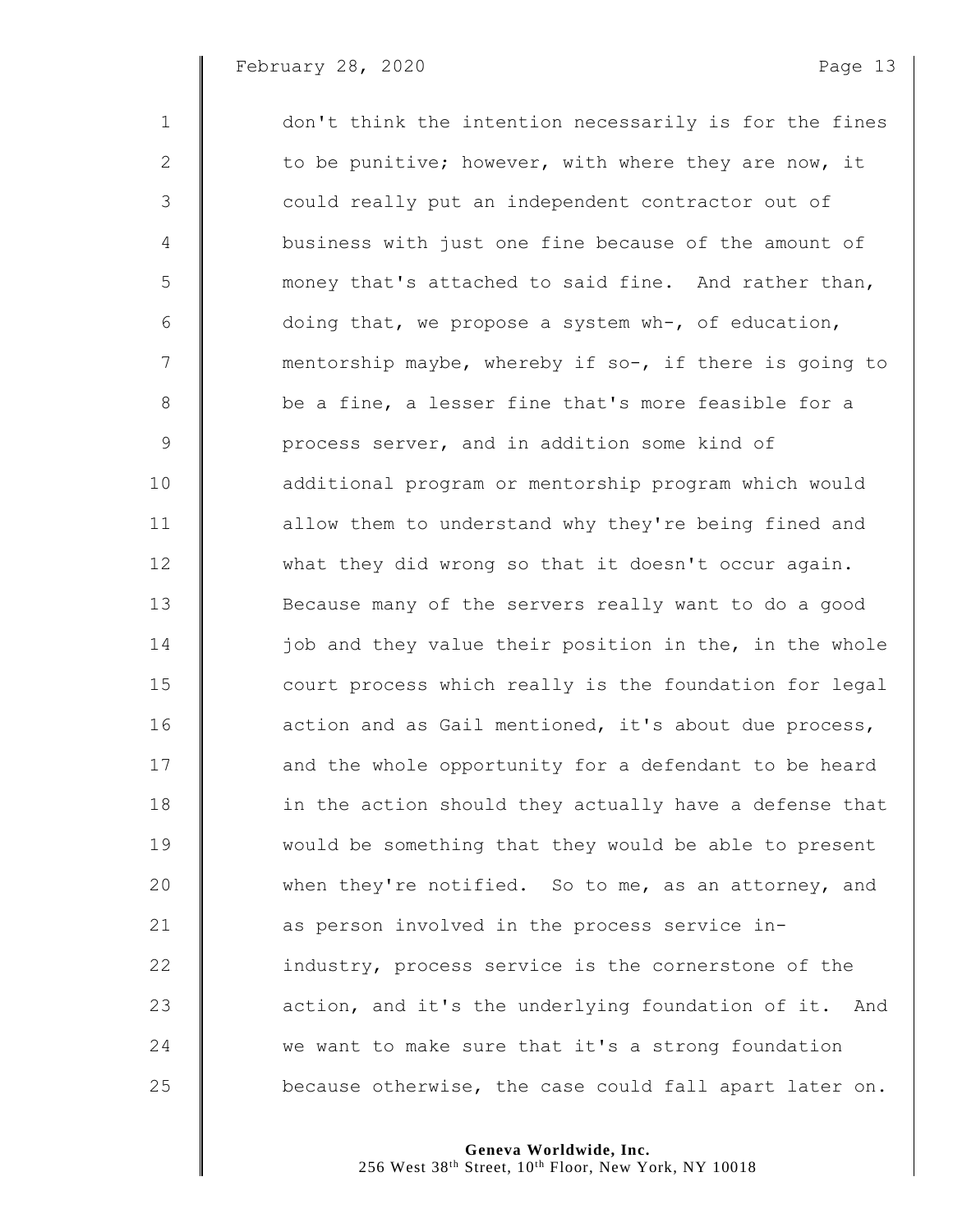don't think the intention necessarily is for the fines to be punitive; however, with where they are now, it could really put an independent contractor out of business with just one fine because of the amount of money that's attached to said fine. And rather than, doing that, we propose a system wh-, of education, mentorship maybe, whereby if so-, if there is going to be a fine, a lesser fine that's more feasible for a process server, and in addition some kind of additional program or mentorship program which would allow them to understand why they're being fined and what they did wrong so that it doesn't occur again. Because many of the servers really want to do a good job and they value their position in the, in the whole court process which really is the foundation for legal action and as Gail mentioned, it's about due process, and the whole opportunity for a defendant to be heard in the action should they actually have a defense that would be something that they would be able to present when they're notified. So to me, as an attorney, and as person involved in the process service in- industry, process service is the cornerstone of the action, and it's the underlying foundation of it. And we want to make sure that it's a strong foundation because otherwise, the case could fall apart later on.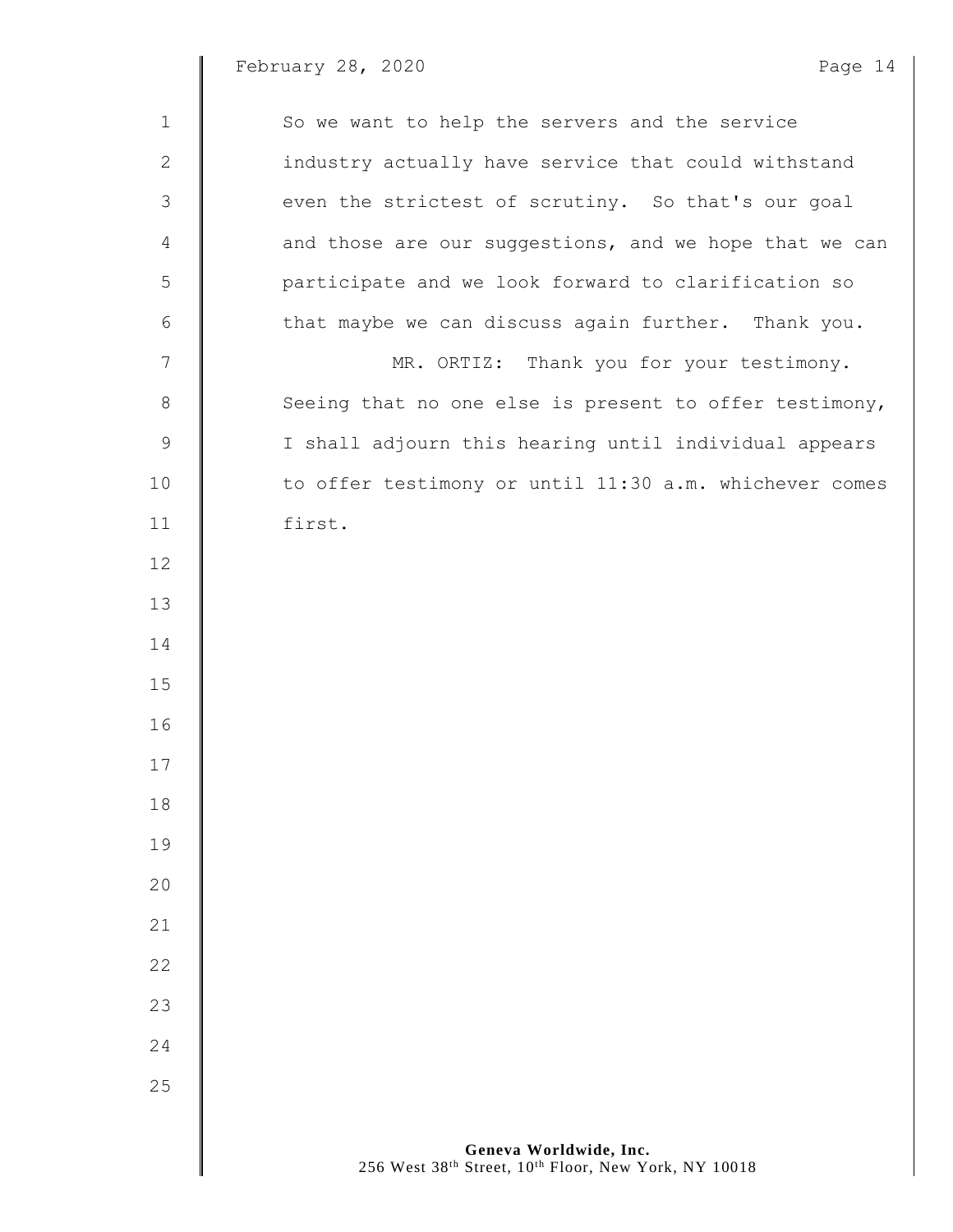So we want to help the servers and the service industry actually have service that could withstand even the strictest of scrutiny. So that's our goal and those are our suggestions, and we hope that we can participate and we look forward to clarification so that maybe we can discuss again further. Thank you.

MR. ORTIZ: Thank you for your testimony. Seeing that no one else is present to offer testimony, I shall adjourn this hearing until individual appears to offer testimony or until 11:30 a.m. whichever comes first.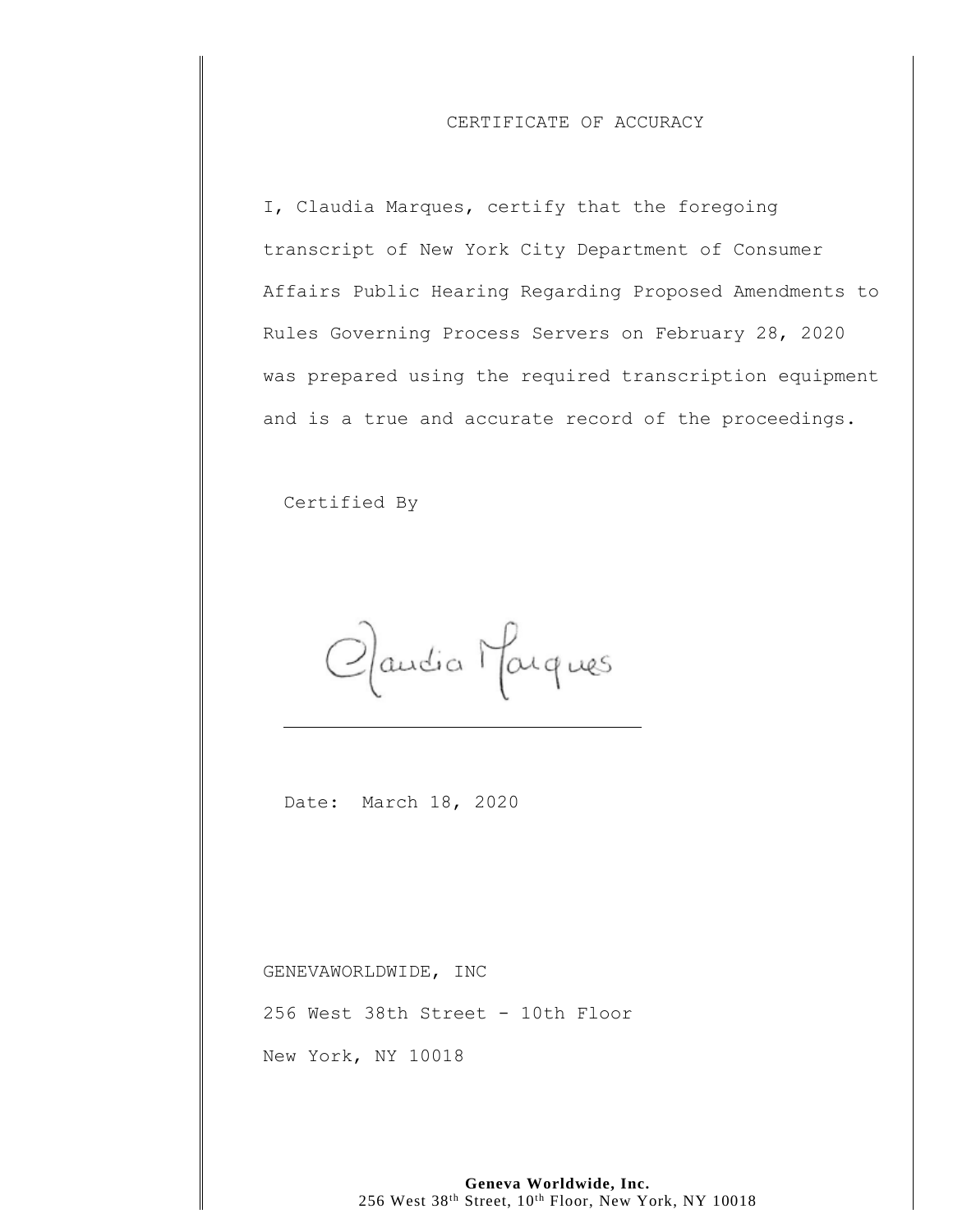CERTIFICATE OF ACCURACY

I, Claudia Marques, certify that the foregoing transcript of New York City Department of Consumer Affairs Public Hearing Regarding Proposed Amendments to Rules Governing Process Servers on February 28, 2020 was prepared using the required transcription equipment and is a true and accurate record of the proceedings.

Certified By

Claudia Marques

\_\_\_\_\_\_\_\_\_\_\_\_\_\_\_\_\_\_\_\_\_\_\_\_\_\_\_\_\_\_\_\_

Date: March 18, 2020

GENEVAWORLDWIDE, INC

256 West 38th Street - 10th Floor

New York, NY 10018